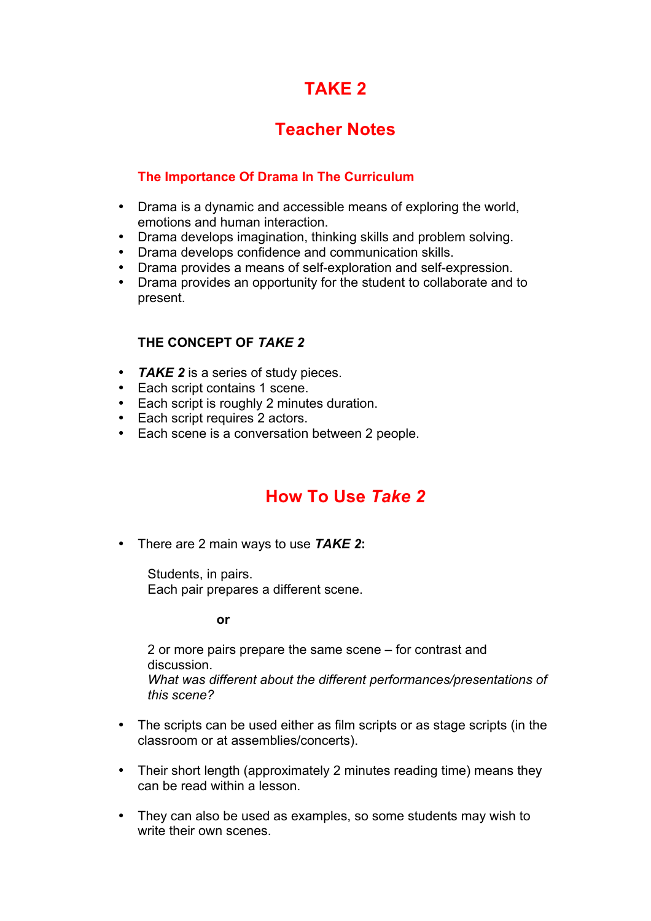# TAKE 2

## Teacher Notes

### The Importance Of Drama In The Curriculum

- Drama is a dynamic and accessible means of exploring the world, emotions and human interaction.
- Drama develops imagination, thinking skills and problem solving.
- Drama develops confidence and communication skills.
- Drama provides a means of self-exploration and self-expression.
- Drama provides an opportunity for the student to collaborate and to present.

### THE CONCEPT OF *TAKE 2*

- ***TAKE 2*** is a series of study pieces.
- Each script contains 1 scene.
- Each script is roughly 2 minutes duration.
- Each script requires 2 actors.
- Each scene is a conversation between 2 people.

## How To Use *Take 2*

- There are 2 main ways to use ***TAKE 2*:**

  Students, in pairs.
  Each pair prepares a different scene.

  **or**

  2 or more pairs prepare the same scene – for contrast and discussion.
  *What was different about the different performances/presentations of this scene?*

- The scripts can be used either as film scripts or as stage scripts (in the classroom or at assemblies/concerts).

- Their short length (approximately 2 minutes reading time) means they can be read within a lesson.

- They can also be used as examples, so some students may wish to write their own scenes.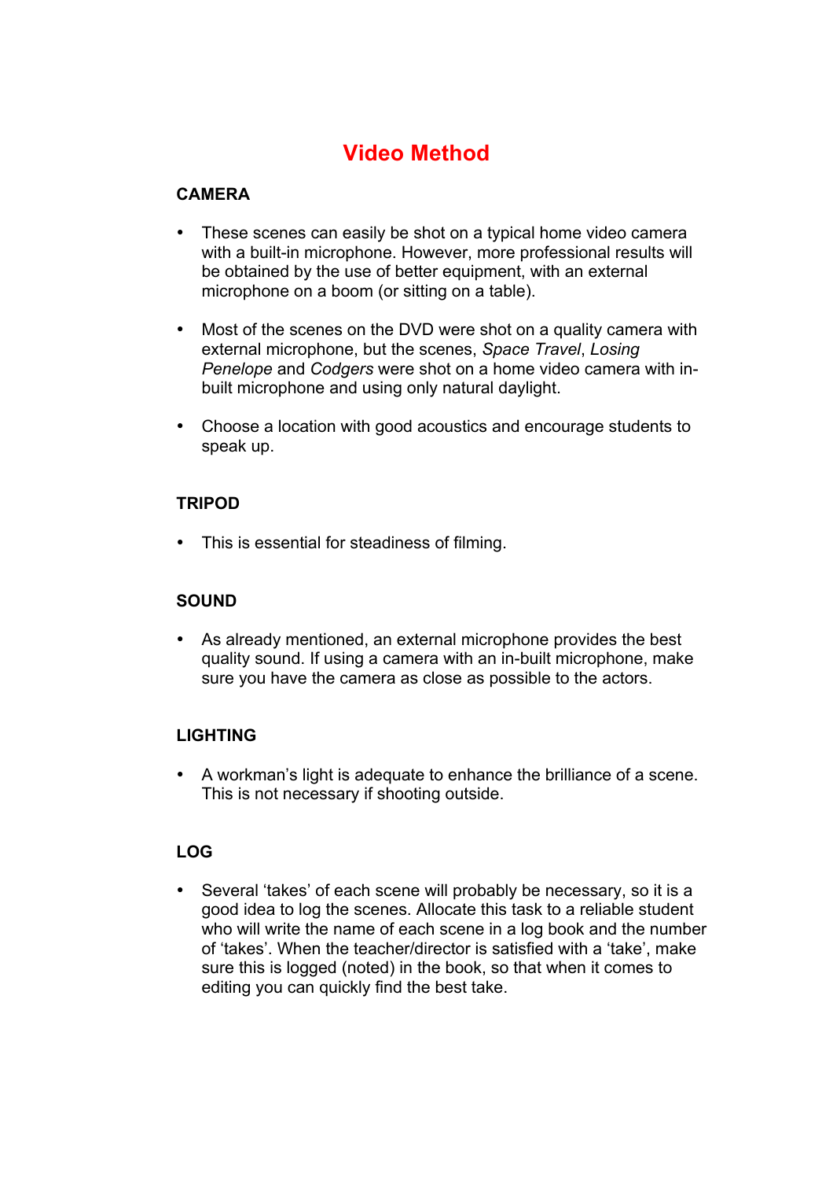# Video Method

## CAMERA

- These scenes can easily be shot on a typical home video camera with a built-in microphone. However, more professional results will be obtained by the use of better equipment, with an external microphone on a boom (or sitting on a table).

- Most of the scenes on the DVD were shot on a quality camera with external microphone, but the scenes, *Space Travel*, *Losing Penelope* and *Codgers* were shot on a home video camera with in-built microphone and using only natural daylight.

- Choose a location with good acoustics and encourage students to speak up.

## TRIPOD

- This is essential for steadiness of filming.

## SOUND

- As already mentioned, an external microphone provides the best quality sound. If using a camera with an in-built microphone, make sure you have the camera as close as possible to the actors.

## LIGHTING

- A workman's light is adequate to enhance the brilliance of a scene. This is not necessary if shooting outside.

## LOG

- Several 'takes' of each scene will probably be necessary, so it is a good idea to log the scenes. Allocate this task to a reliable student who will write the name of each scene in a log book and the number of 'takes'. When the teacher/director is satisfied with a 'take', make sure this is logged (noted) in the book, so that when it comes to editing you can quickly find the best take.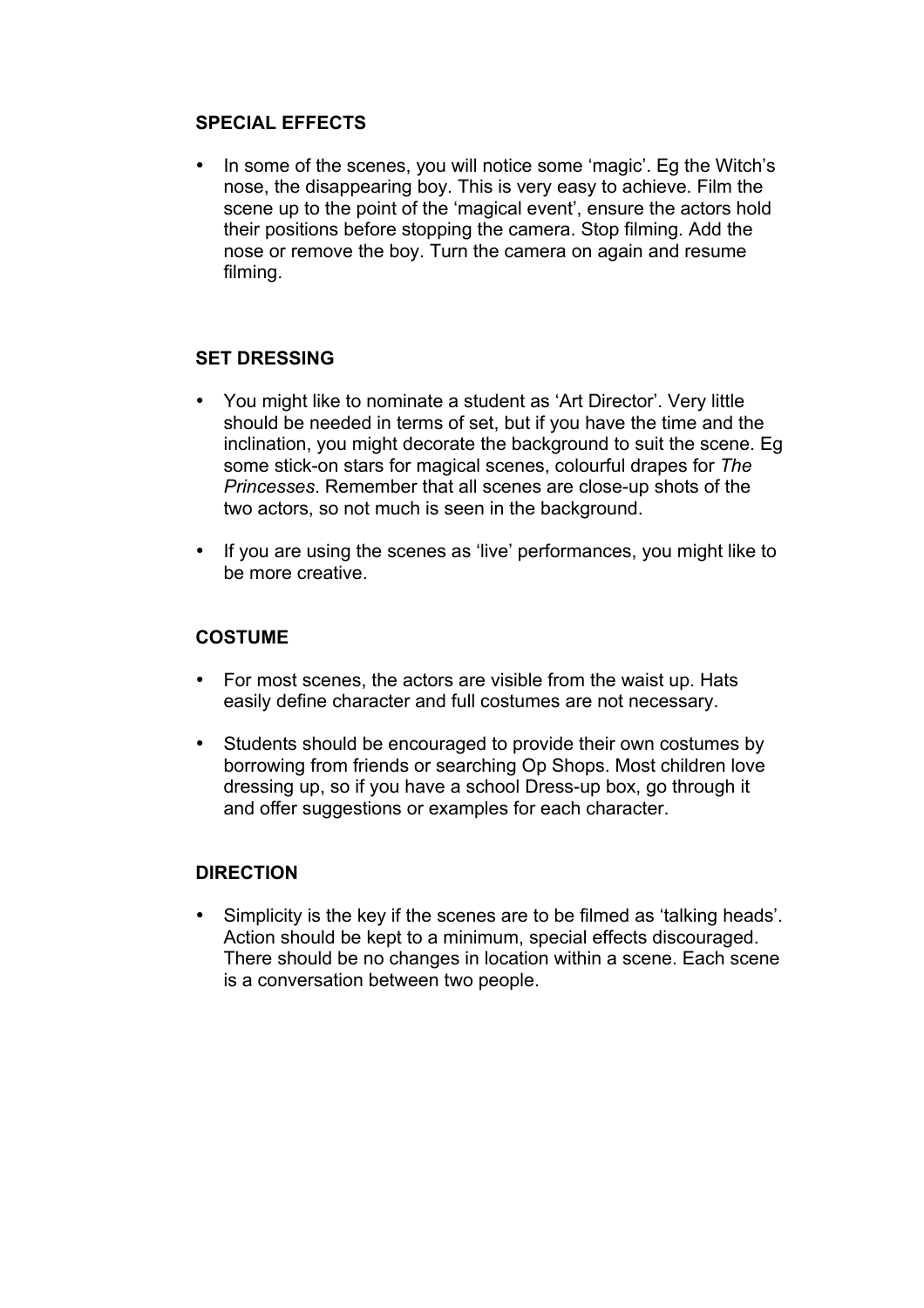**SPECIAL EFFECTS**

- In some of the scenes, you will notice some 'magic'. Eg the Witch's nose, the disappearing boy. This is very easy to achieve. Film the scene up to the point of the 'magical event', ensure the actors hold their positions before stopping the camera. Stop filming. Add the nose or remove the boy. Turn the camera on again and resume filming.

**SET DRESSING**

- You might like to nominate a student as 'Art Director'. Very little should be needed in terms of set, but if you have the time and the inclination, you might decorate the background to suit the scene. Eg some stick-on stars for magical scenes, colourful drapes for *The Princesses*. Remember that all scenes are close-up shots of the two actors, so not much is seen in the background.

- If you are using the scenes as 'live' performances, you might like to be more creative.

**COSTUME**

- For most scenes, the actors are visible from the waist up. Hats easily define character and full costumes are not necessary.

- Students should be encouraged to provide their own costumes by borrowing from friends or searching Op Shops. Most children love dressing up, so if you have a school Dress-up box, go through it and offer suggestions or examples for each character.

**DIRECTION**

- Simplicity is the key if the scenes are to be filmed as 'talking heads'. Action should be kept to a minimum, special effects discouraged. There should be no changes in location within a scene. Each scene is a conversation between two people.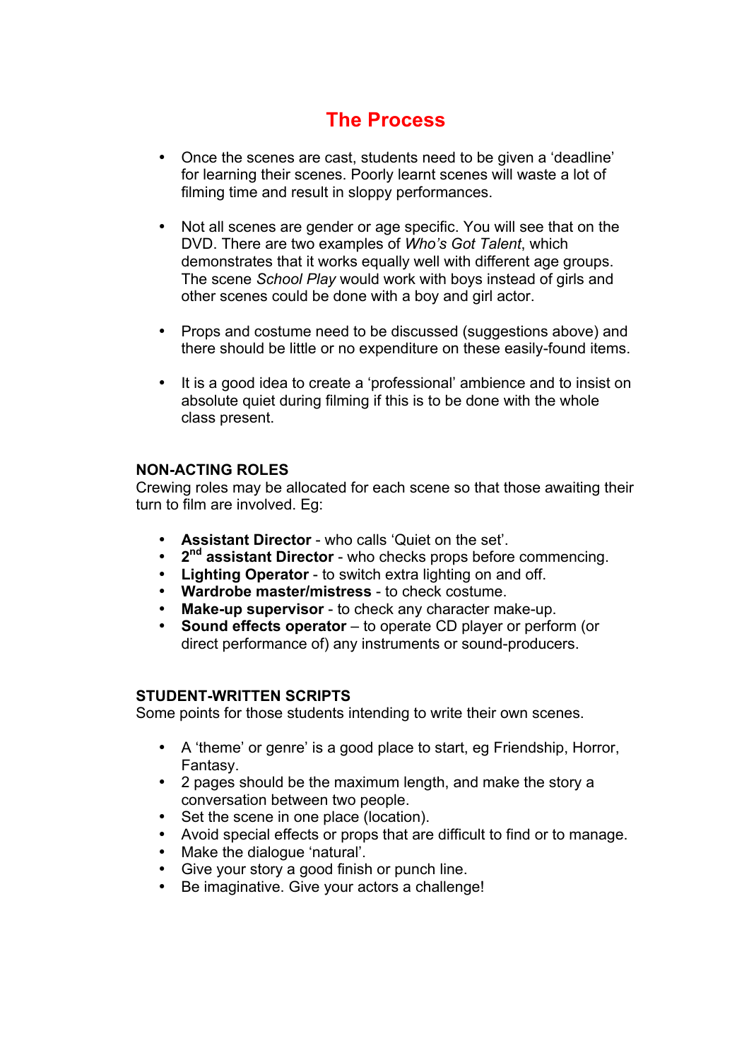# The Process

- Once the scenes are cast, students need to be given a 'deadline' for learning their scenes. Poorly learnt scenes will waste a lot of filming time and result in sloppy performances.

- Not all scenes are gender or age specific. You will see that on the DVD. There are two examples of *Who's Got Talent*, which demonstrates that it works equally well with different age groups. The scene *School Play* would work with boys instead of girls and other scenes could be done with a boy and girl actor.

- Props and costume need to be discussed (suggestions above) and there should be little or no expenditure on these easily-found items.

- It is a good idea to create a 'professional' ambience and to insist on absolute quiet during filming if this is to be done with the whole class present.

## NON-ACTING ROLES

Crewing roles may be allocated for each scene so that those awaiting their turn to film are involved. Eg:

- **Assistant Director** - who calls 'Quiet on the set'.
- **2nd assistant Director** - who checks props before commencing.
- **Lighting Operator** - to switch extra lighting on and off.
- **Wardrobe master/mistress** - to check costume.
- **Make-up supervisor** - to check any character make-up.
- **Sound effects operator** – to operate CD player or perform (or direct performance of) any instruments or sound-producers.

## STUDENT-WRITTEN SCRIPTS

Some points for those students intending to write their own scenes.

- A 'theme' or genre' is a good place to start, eg Friendship, Horror, Fantasy.
- 2 pages should be the maximum length, and make the story a conversation between two people.
- Set the scene in one place (location).
- Avoid special effects or props that are difficult to find or to manage.
- Make the dialogue 'natural'.
- Give your story a good finish or punch line.
- Be imaginative. Give your actors a challenge!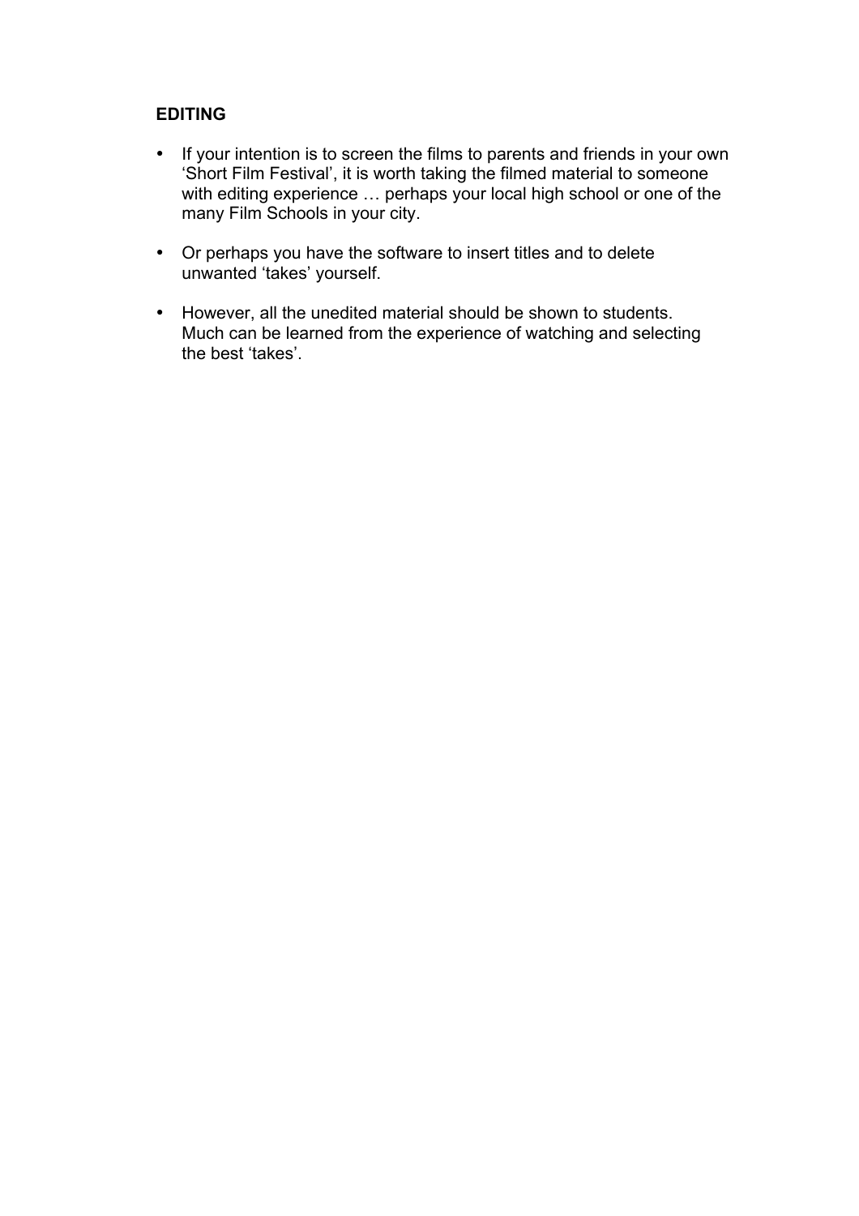## EDITING

- If your intention is to screen the films to parents and friends in your own 'Short Film Festival', it is worth taking the filmed material to someone with editing experience … perhaps your local high school or one of the many Film Schools in your city.
- Or perhaps you have the software to insert titles and to delete unwanted 'takes' yourself.
- However, all the unedited material should be shown to students. Much can be learned from the experience of watching and selecting the best 'takes'.